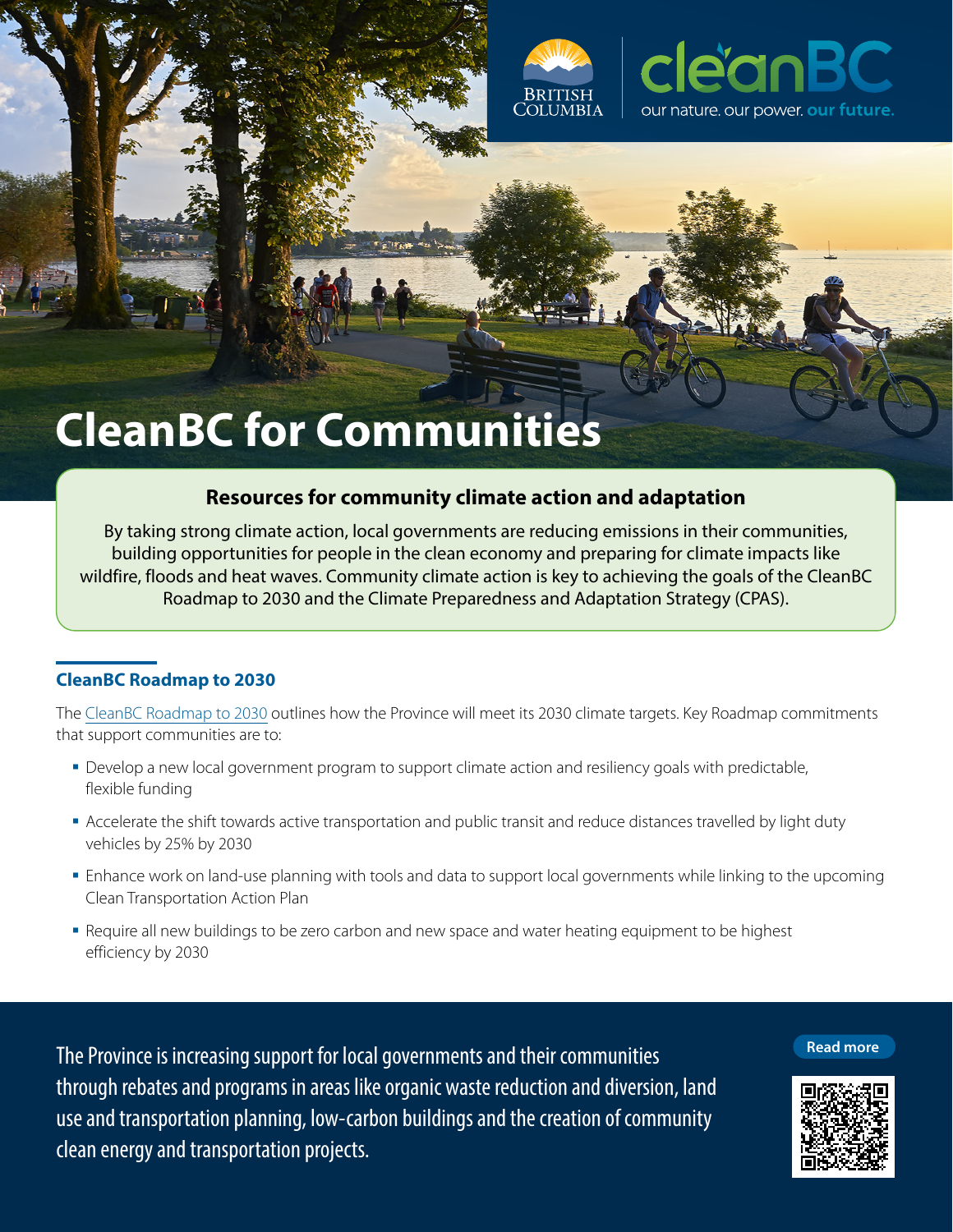British Columbia | cleanBC — our nature. our power. our future.

# CleanBC for Communities

### Resources for community climate action and adaptation

By taking strong climate action, local governments are reducing emissions in their communities, building opportunities for people in the clean economy and preparing for climate impacts like wildfire, floods and heat waves. Community climate action is key to achieving the goals of the CleanBC Roadmap to 2030 and the Climate Preparedness and Adaptation Strategy (CPAS).

## CleanBC Roadmap to 2030

The CleanBC Roadmap to 2030 outlines how the Province will meet its 2030 climate targets. Key Roadmap commitments that support communities are to:

- Develop a new local government program to support climate action and resiliency goals with predictable, flexible funding
- Accelerate the shift towards active transportation and public transit and reduce distances travelled by light duty vehicles by 25% by 2030
- Enhance work on land-use planning with tools and data to support local governments while linking to the upcoming Clean Transportation Action Plan
- Require all new buildings to be zero carbon and new space and water heating equipment to be highest efficiency by 2030

The Province is increasing support for local governments and their communities through rebates and programs in areas like organic waste reduction and diversion, land use and transportation planning, low-carbon buildings and the creation of community clean energy and transportation projects.

Read more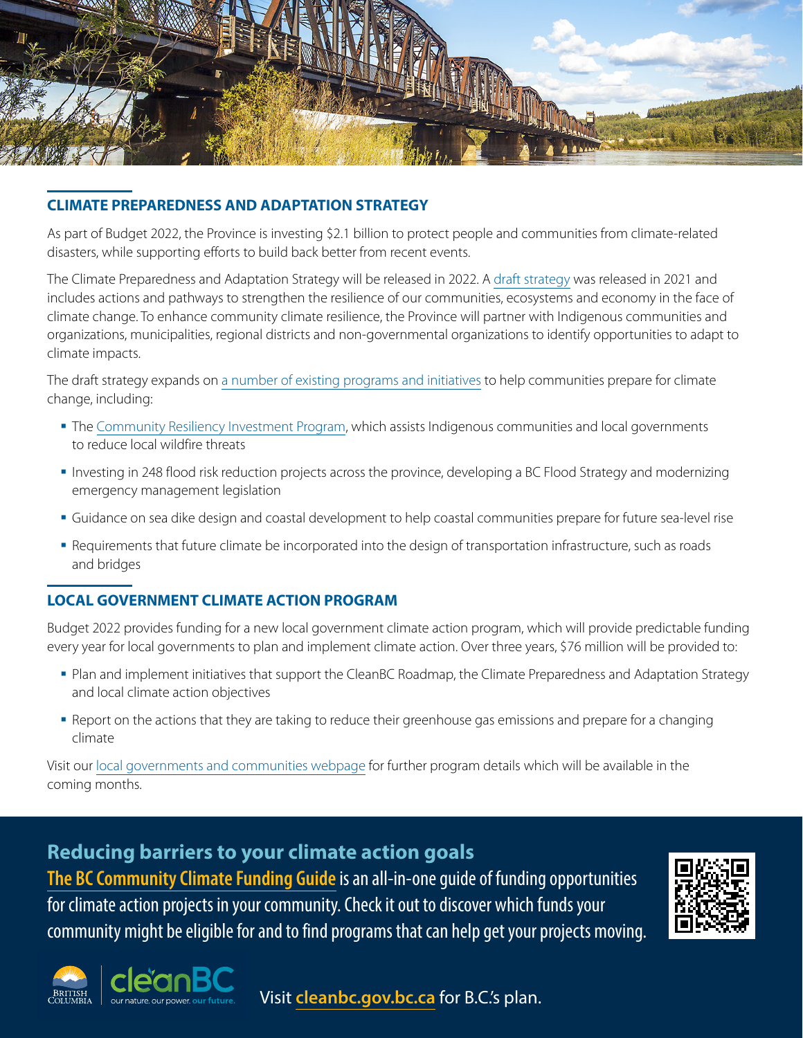## CLIMATE PREPAREDNESS AND ADAPTATION STRATEGY

As part of Budget 2022, the Province is investing $2.1 billion to protect people and communities from climate-related disasters, while supporting efforts to build back better from recent events.

The Climate Preparedness and Adaptation Strategy will be released in 2022. A draft strategy was released in 2021 and includes actions and pathways to strengthen the resilience of our communities, ecosystems and economy in the face of climate change. To enhance community climate resilience, the Province will partner with Indigenous communities and organizations, municipalities, regional districts and non-governmental organizations to identify opportunities to adapt to climate impacts.

The draft strategy expands on a number of existing programs and initiatives to help communities prepare for climate change, including:

- The Community Resiliency Investment Program, which assists Indigenous communities and local governments to reduce local wildfire threats
- Investing in 248 flood risk reduction projects across the province, developing a BC Flood Strategy and modernizing emergency management legislation
- Guidance on sea dike design and coastal development to help coastal communities prepare for future sea-level rise
- Requirements that future climate be incorporated into the design of transportation infrastructure, such as roads and bridges

## LOCAL GOVERNMENT CLIMATE ACTION PROGRAM

Budget 2022 provides funding for a new local government climate action program, which will provide predictable funding every year for local governments to plan and implement climate action. Over three years, $76 million will be provided to:

- Plan and implement initiatives that support the CleanBC Roadmap, the Climate Preparedness and Adaptation Strategy and local climate action objectives
- Report on the actions that they are taking to reduce their greenhouse gas emissions and prepare for a changing climate

Visit our local governments and communities webpage for further program details which will be available in the coming months.

## Reducing barriers to your climate action goals

**The BC Community Climate Funding Guide** is an all-in-one guide of funding opportunities for climate action projects in your community. Check it out to discover which funds your community might be eligible for and to find programs that can help get your projects moving.

British Columbia | cleanBC our nature. our power. our future.

Visit **cleanbc.gov.bc.ca** for B.C.'s plan.